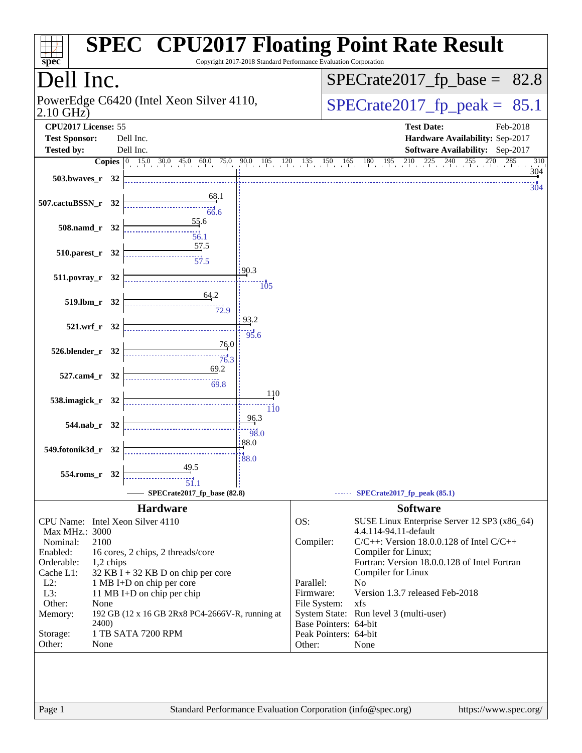# SPEC CPU2017 Floating Point Rate Result

Copyright 2017-2018 Standard Performance Evaluation Corporation

## Dell Inc.

PowerEdge C6420 (Intel Xeon Silver 4110, 2.10 GHz)

SPECrate2017_fp_base = 82.8

SPECrate2017_fp_peak = 85.1

**CPU2017 License:** 55
**Test Sponsor:** Dell Inc.
**Tested by:** Dell Inc.

**Test Date:** Feb-2018
**Hardware Availability:** Sep-2017
**Software Availability:** Sep-2017

Copies 0 15.0 30.0 45.0 60.0 75.0 90.0 105 120 135 150 165 180 195 210 225 240 255 270 285 310

503.bwaves_r 32 — 304 / 304
507.cactuBSSN_r 32 — 68.1 / 66.6
508.namd_r 32 — 55.6 / 56.1
510.parest_r 32 — 57.5 / 57.5
511.povray_r 32 — 90.3 / 105
519.lbm_r 32 — 64.2 / 72.9
521.wrf_r 32 — 93.2 / 95.6
526.blender_r 32 — 76.0 / 76.3
527.cam4_r 32 — 69.2 / 69.8
538.imagick_r 32 — 110 / 110
544.nab_r 32 — 96.3 / 98.0
549.fotonik3d_r 32 — 88.0 / 88.0
554.roms_r 32 — 49.5 / 51.1

SPECrate2017_fp_base (82.8)
SPECrate2017_fp_peak (85.1)

### Hardware

| | |
|---|---|
| CPU Name: | Intel Xeon Silver 4110 |
| Max MHz.: | 3000 |
| Nominal: | 2100 |
| Enabled: | 16 cores, 2 chips, 2 threads/core |
| Orderable: | 1,2 chips |
| Cache L1: | 32 KB I + 32 KB D on chip per core |
| L2: | 1 MB I+D on chip per core |
| L3: | 11 MB I+D on chip per chip |
| Other: | None |
| Memory: | 192 GB (12 x 16 GB 2Rx8 PC4-2666V-R, running at 2400) |
| Storage: | 1 TB SATA 7200 RPM |
| Other: | None |

### Software

| | |
|---|---|
| OS: | SUSE Linux Enterprise Server 12 SP3 (x86_64) 4.4.114-94.11-default |
| Compiler: | C/C++: Version 18.0.0.128 of Intel C/C++ Compiler for Linux; Fortran: Version 18.0.0.128 of Intel Fortran Compiler for Linux |
| Parallel: | No |
| Firmware: | Version 1.3.7 released Feb-2018 |
| File System: | xfs |
| System State: | Run level 3 (multi-user) |
| Base Pointers: | 64-bit |
| Peak Pointers: | 64-bit |
| Other: | None |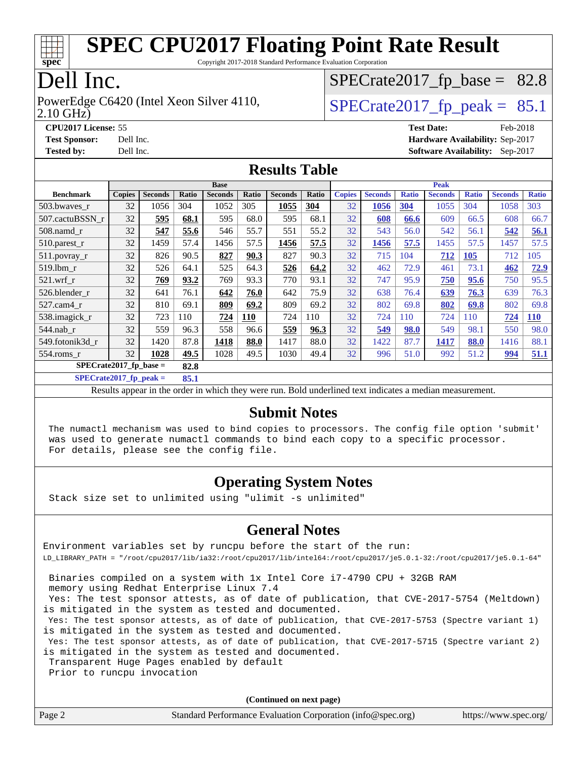# SPEC CPU2017 Floating Point Rate Result

Copyright 2017-2018 Standard Performance Evaluation Corporation

## Dell Inc.

PowerEdge C6420 (Intel Xeon Silver 4110, 2.10 GHz)

SPECrate2017_fp_base = 82.8

SPECrate2017_fp_peak = 85.1

**CPU2017 License:** 55
**Test Sponsor:** Dell Inc.
**Tested by:** Dell Inc.

**Test Date:** Feb-2018
**Hardware Availability:** Sep-2017
**Software Availability:** Sep-2017

## Results Table

| | Base | | | | | | | Peak | | | | | | |
|---|---|---|---|---|---|---|---|---|---|---|---|---|---|---|
| **Benchmark** | **Copies** | **Seconds** | **Ratio** | **Seconds** | **Ratio** | **Seconds** | **Ratio** | **Copies** | **Seconds** | **Ratio** | **Seconds** | **Ratio** | **Seconds** | **Ratio** |
| 503.bwaves_r | 32 | 1056 | 304 | 1052 | 305 | **1055** | **304** | 32 | **1056** | **304** | 1055 | 304 | 1058 | 303 |
| 507.cactuBSSN_r | 32 | **595** | **68.1** | 595 | 68.0 | 595 | 68.1 | 32 | **608** | **66.6** | 609 | 66.5 | 608 | 66.7 |
| 508.namd_r | 32 | **547** | **55.6** | 546 | 55.7 | 551 | 55.2 | 32 | 543 | 56.0 | 542 | 56.1 | **542** | **56.1** |
| 510.parest_r | 32 | 1459 | 57.4 | 1456 | 57.5 | **1456** | **57.5** | 32 | **1456** | **57.5** | 1455 | 57.5 | 1457 | 57.5 |
| 511.povray_r | 32 | 826 | 90.5 | **827** | **90.3** | 827 | 90.3 | 32 | 715 | 104 | **712** | **105** | 712 | 105 |
| 519.lbm_r | 32 | 526 | 64.1 | 525 | 64.3 | **526** | **64.2** | 32 | 462 | 72.9 | 461 | 73.1 | **462** | **72.9** |
| 521.wrf_r | 32 | **769** | **93.2** | 769 | 93.3 | 770 | 93.1 | 32 | 747 | 95.9 | **750** | **95.6** | 750 | 95.5 |
| 526.blender_r | 32 | 641 | 76.1 | **642** | **76.0** | 642 | 75.9 | 32 | 638 | 76.4 | **639** | **76.3** | 639 | 76.3 |
| 527.cam4_r | 32 | 810 | 69.1 | **809** | **69.2** | 809 | 69.2 | 32 | 802 | 69.8 | **802** | **69.8** | 802 | 69.8 |
| 538.imagick_r | 32 | 723 | 110 | **724** | **110** | 724 | 110 | 32 | 724 | 110 | 724 | 110 | **724** | **110** |
| 544.nab_r | 32 | 559 | 96.3 | 558 | 96.6 | **559** | **96.3** | 32 | **549** | **98.0** | 549 | 98.1 | 550 | 98.0 |
| 549.fotonik3d_r | 32 | 1420 | 87.8 | **1418** | **88.0** | 1417 | 88.0 | 32 | 1422 | 87.7 | **1417** | **88.0** | 1416 | 88.1 |
| 554.roms_r | 32 | **1028** | **49.5** | 1028 | 49.5 | 1030 | 49.4 | 32 | 996 | 51.0 | 992 | 51.2 | **994** | **51.1** |

**SPECrate2017_fp_base = 82.8**

**SPECrate2017_fp_peak = 85.1**

Results appear in the order in which they were run. Bold underlined text indicates a median measurement.

## Submit Notes

```
The numactl mechanism was used to bind copies to processors. The config file option 'submit'
was used to generate numactl commands to bind each copy to a specific processor.
For details, please see the config file.
```

## Operating System Notes

```
Stack size set to unlimited using "ulimit -s unlimited"
```

## General Notes

```
Environment variables set by runcpu before the start of the run:
LD_LIBRARY_PATH = "/root/cpu2017/lib/ia32:/root/cpu2017/lib/intel64:/root/cpu2017/je5.0.1-32:/root/cpu2017/je5.0.1-64"

 Binaries compiled on a system with 1x Intel Core i7-4790 CPU + 32GB RAM
 memory using Redhat Enterprise Linux 7.4
 Yes: The test sponsor attests, as of date of publication, that CVE-2017-5754 (Meltdown)
is mitigated in the system as tested and documented.
 Yes: The test sponsor attests, as of date of publication, that CVE-2017-5753 (Spectre variant 1)
is mitigated in the system as tested and documented.
 Yes: The test sponsor attests, as of date of publication, that CVE-2017-5715 (Spectre variant 2)
is mitigated in the system as tested and documented.
 Transparent Huge Pages enabled by default
 Prior to runcpu invocation
```

**(Continued on next page)**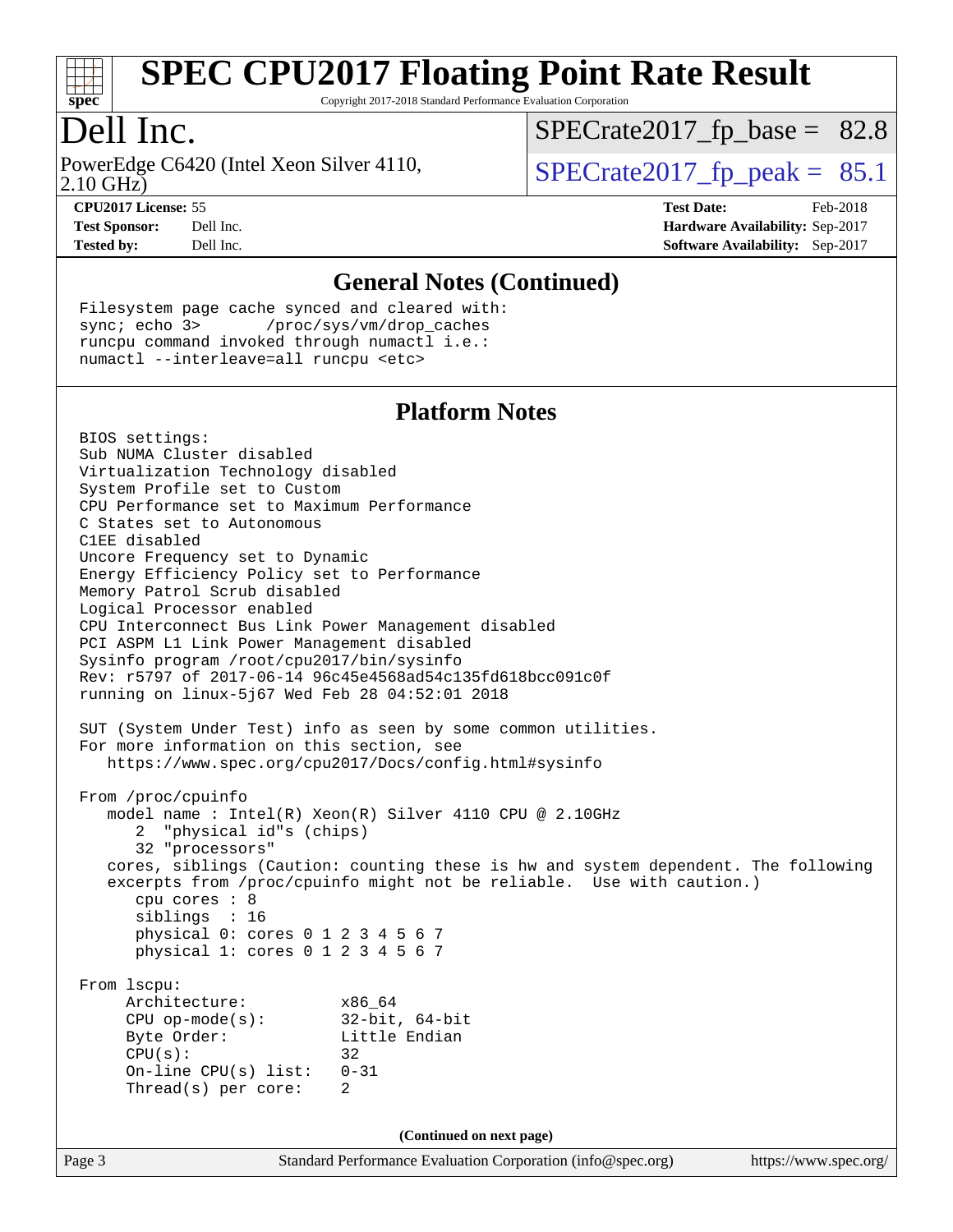# SPEC CPU2017 Floating Point Rate Result

Copyright 2017-2018 Standard Performance Evaluation Corporation

## Dell Inc.

PowerEdge C6420 (Intel Xeon Silver 4110, 2.10 GHz)

SPECrate2017_fp_base = 82.8

SPECrate2017_fp_peak = 85.1

**CPU2017 License:** 55
**Test Sponsor:** Dell Inc.
**Tested by:** Dell Inc.

**Test Date:** Feb-2018
**Hardware Availability:** Sep-2017
**Software Availability:** Sep-2017

### General Notes (Continued)

```
Filesystem page cache synced and cleared with:
sync; echo 3>       /proc/sys/vm/drop_caches
runcpu command invoked through numactl i.e.:
numactl --interleave=all runcpu <etc>
```

### Platform Notes

```
BIOS settings:
Sub NUMA Cluster disabled
Virtualization Technology disabled
System Profile set to Custom
CPU Performance set to Maximum Performance
C States set to Autonomous
C1EE disabled
Uncore Frequency set to Dynamic
Energy Efficiency Policy set to Performance
Memory Patrol Scrub disabled
Logical Processor enabled
CPU Interconnect Bus Link Power Management disabled
PCI ASPM L1 Link Power Management disabled
Sysinfo program /root/cpu2017/bin/sysinfo
Rev: r5797 of 2017-06-14 96c45e4568ad54c135fd618bcc091c0f
running on linux-5j67 Wed Feb 28 04:52:01 2018

SUT (System Under Test) info as seen by some common utilities.
For more information on this section, see
   https://www.spec.org/cpu2017/Docs/config.html#sysinfo

From /proc/cpuinfo
   model name : Intel(R) Xeon(R) Silver 4110 CPU @ 2.10GHz
      2  "physical id"s (chips)
      32 "processors"
   cores, siblings (Caution: counting these is hw and system dependent. The following
   excerpts from /proc/cpuinfo might not be reliable.  Use with caution.)
      cpu cores : 8
      siblings  : 16
      physical 0: cores 0 1 2 3 4 5 6 7
      physical 1: cores 0 1 2 3 4 5 6 7

From lscpu:
     Architecture:          x86_64
     CPU op-mode(s):        32-bit, 64-bit
     Byte Order:            Little Endian
     CPU(s):                32
     On-line CPU(s) list:   0-31
     Thread(s) per core:    2
```

(Continued on next page)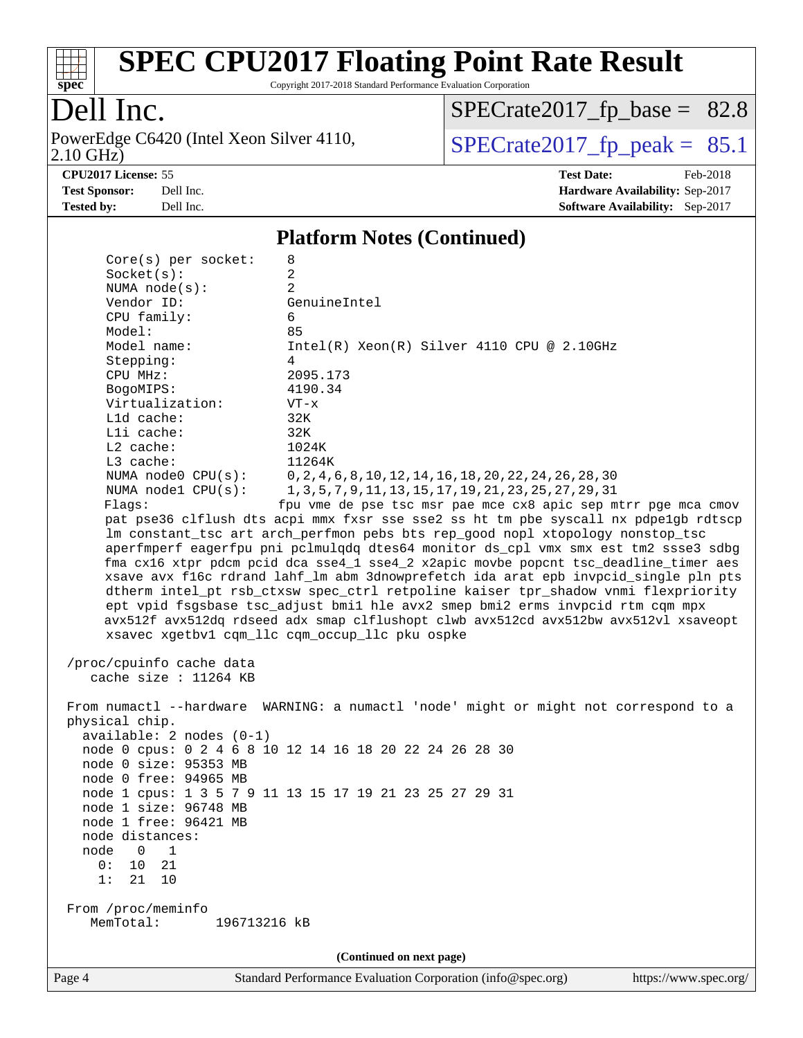# SPEC CPU2017 Floating Point Rate Result

Copyright 2017-2018 Standard Performance Evaluation Corporation

## Dell Inc.

PowerEdge C6420 (Intel Xeon Silver 4110, 2.10 GHz)

SPECrate2017_fp_base = 82.8

SPECrate2017_fp_peak = 85.1

**CPU2017 License:** 55
**Test Sponsor:** Dell Inc.
**Tested by:** Dell Inc.

**Test Date:** Feb-2018
**Hardware Availability:** Sep-2017
**Software Availability:** Sep-2017

### Platform Notes (Continued)

```
      Core(s) per socket:    8
      Socket(s):             2
      NUMA node(s):          2
      Vendor ID:             GenuineIntel
      CPU family:            6
      Model:                 85
      Model name:            Intel(R) Xeon(R) Silver 4110 CPU @ 2.10GHz
      Stepping:              4
      CPU MHz:               2095.173
      BogoMIPS:              4190.34
      Virtualization:        VT-x
      L1d cache:             32K
      L1i cache:             32K
      L2 cache:              1024K
      L3 cache:              11264K
      NUMA node0 CPU(s):     0,2,4,6,8,10,12,14,16,18,20,22,24,26,28,30
      NUMA node1 CPU(s):     1,3,5,7,9,11,13,15,17,19,21,23,25,27,29,31
      Flags:                fpu vme de pse tsc msr pae mce cx8 apic sep mtrr pge mca cmov
      pat pse36 clflush dts acpi mmx fxsr sse sse2 ss ht tm pbe syscall nx pdpe1gb rdtscp
      lm constant_tsc art arch_perfmon pebs bts rep_good nopl xtopology nonstop_tsc
      aperfmperf eagerfpu pni pclmulqdq dtes64 monitor ds_cpl vmx smx est tm2 ssse3 sdbg
      fma cx16 xtpr pdcm pcid dca sse4_1 sse4_2 x2apic movbe popcnt tsc_deadline_timer aes
      xsave avx f16c rdrand lahf_lm abm 3dnowprefetch ida arat epb invpcid_single pln pts
      dtherm intel_pt rsb_ctxsw spec_ctrl retpoline kaiser tpr_shadow vnmi flexpriority
      ept vpid fsgsbase tsc_adjust bmi1 hle avx2 smep bmi2 erms invpcid rtm cqm mpx
      avx512f avx512dq rdseed adx smap clflushopt clwb avx512cd avx512bw avx512vl xsaveopt
      xsavec xgetbv1 cqm_llc cqm_occup_llc pku ospke

 /proc/cpuinfo cache data
    cache size : 11264 KB

 From numactl --hardware  WARNING: a numactl 'node' might or might not correspond to a
 physical chip.
   available: 2 nodes (0-1)
   node 0 cpus: 0 2 4 6 8 10 12 14 16 18 20 22 24 26 28 30
   node 0 size: 95353 MB
   node 0 free: 94965 MB
   node 1 cpus: 1 3 5 7 9 11 13 15 17 19 21 23 25 27 29 31
   node 1 size: 96748 MB
   node 1 free: 96421 MB
   node distances:
   node   0   1
     0:  10  21
     1:  21  10

 From /proc/meminfo
    MemTotal:       196713216 kB
```

(Continued on next page)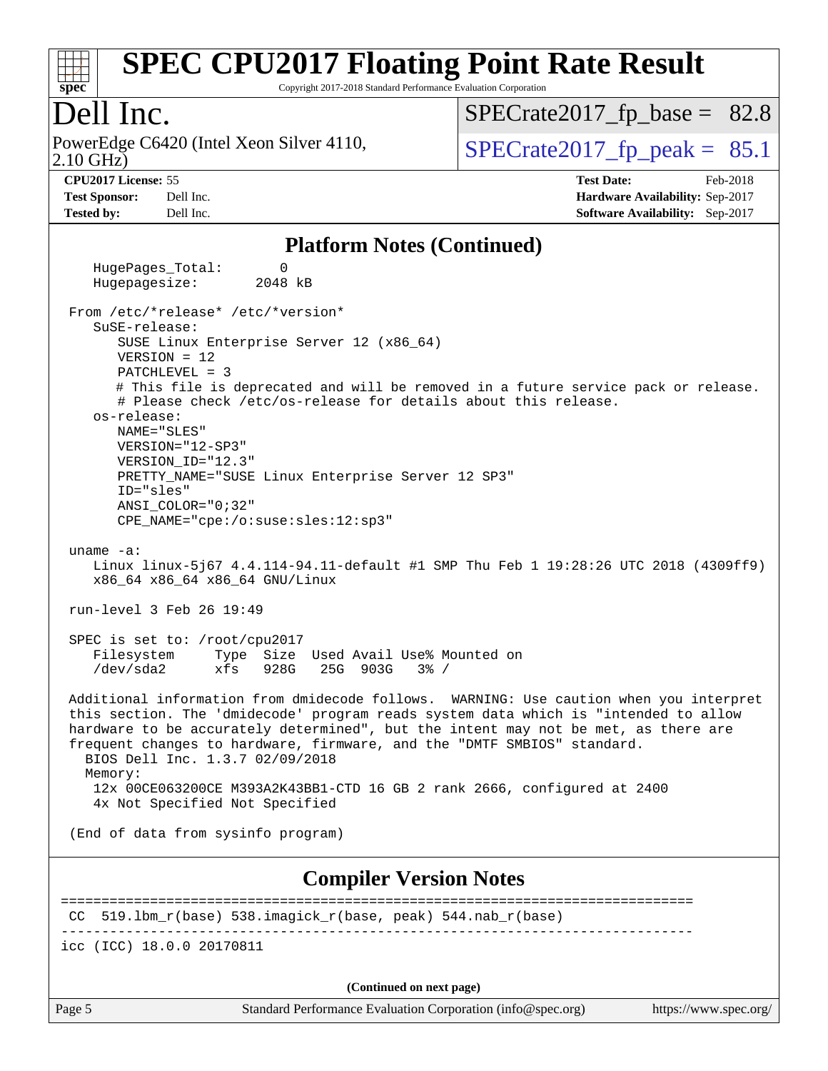## Platform Notes (Continued)

```
   HugePages_Total:       0
   Hugepagesize:       2048 kB

 From /etc/*release* /etc/*version*
    SuSE-release:
       SUSE Linux Enterprise Server 12 (x86_64)
       VERSION = 12
       PATCHLEVEL = 3
       # This file is deprecated and will be removed in a future service pack or release.
       # Please check /etc/os-release for details about this release.
    os-release:
       NAME="SLES"
       VERSION="12-SP3"
       VERSION_ID="12.3"
       PRETTY_NAME="SUSE Linux Enterprise Server 12 SP3"
       ID="sles"
       ANSI_COLOR="0;32"
       CPE_NAME="cpe:/o:suse:sles:12:sp3"

 uname -a:
    Linux linux-5j67 4.4.114-94.11-default #1 SMP Thu Feb 1 19:28:26 UTC 2018 (4309ff9)
    x86_64 x86_64 x86_64 GNU/Linux

 run-level 3 Feb 26 19:49

 SPEC is set to: /root/cpu2017
    Filesystem     Type  Size  Used Avail Use% Mounted on
    /dev/sda2      xfs   928G   25G  903G   3% /

 Additional information from dmidecode follows.  WARNING: Use caution when you interpret
 this section. The 'dmidecode' program reads system data which is "intended to allow
 hardware to be accurately determined", but the intent may not be met, as there are
 frequent changes to hardware, firmware, and the "DMTF SMBIOS" standard.
   BIOS Dell Inc. 1.3.7 02/09/2018
   Memory:
    12x 00CE063200CE M393A2K43BB1-CTD 16 GB 2 rank 2666, configured at 2400
    4x Not Specified Not Specified

 (End of data from sysinfo program)
```

## Compiler Version Notes

```
==============================================================================
 CC  519.lbm_r(base) 538.imagick_r(base, peak) 544.nab_r(base)
------------------------------------------------------------------------------
icc (ICC) 18.0.0 20170811
```

(Continued on next page)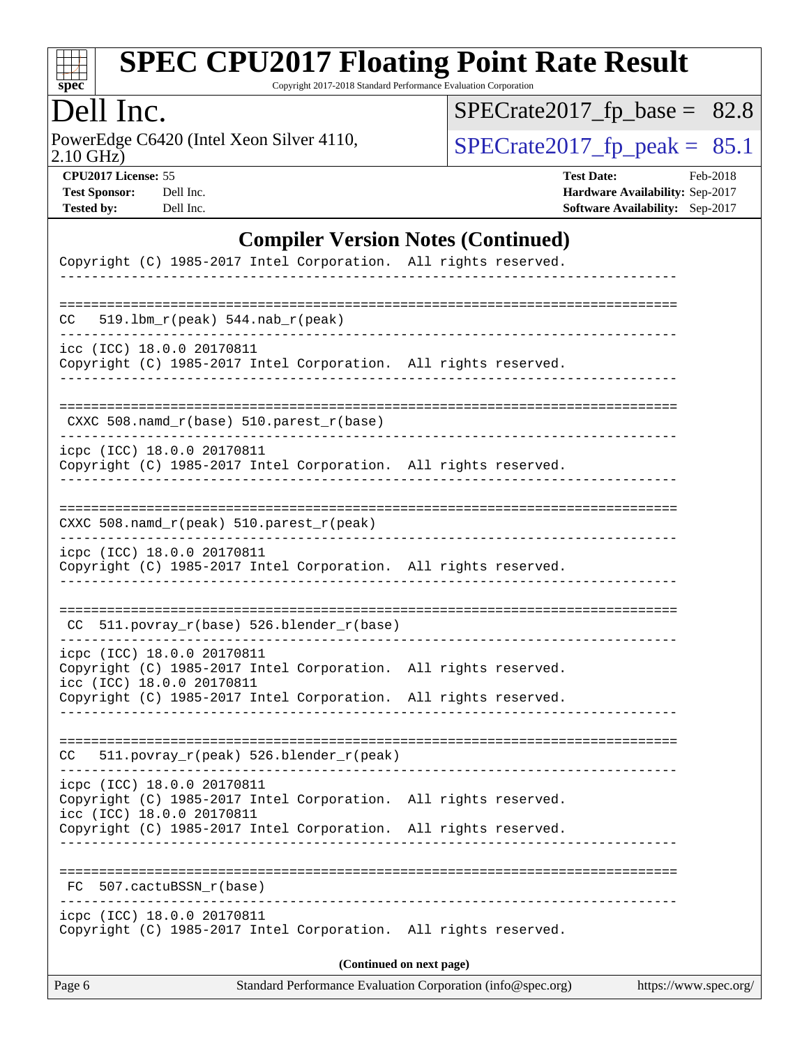## Compiler Version Notes (Continued)

```
Copyright (C) 1985-2017 Intel Corporation.  All rights reserved.
------------------------------------------------------------------------------

==============================================================================
CC   519.lbm_r(peak) 544.nab_r(peak)
------------------------------------------------------------------------------
icc (ICC) 18.0.0 20170811
Copyright (C) 1985-2017 Intel Corporation.  All rights reserved.
------------------------------------------------------------------------------

==============================================================================
 CXXC 508.namd_r(base) 510.parest_r(base)
------------------------------------------------------------------------------
icpc (ICC) 18.0.0 20170811
Copyright (C) 1985-2017 Intel Corporation.  All rights reserved.
------------------------------------------------------------------------------

==============================================================================
CXXC 508.namd_r(peak) 510.parest_r(peak)
------------------------------------------------------------------------------
icpc (ICC) 18.0.0 20170811
Copyright (C) 1985-2017 Intel Corporation.  All rights reserved.
------------------------------------------------------------------------------

==============================================================================
 CC  511.povray_r(base) 526.blender_r(base)
------------------------------------------------------------------------------
icpc (ICC) 18.0.0 20170811
Copyright (C) 1985-2017 Intel Corporation.  All rights reserved.
icc (ICC) 18.0.0 20170811
Copyright (C) 1985-2017 Intel Corporation.  All rights reserved.
------------------------------------------------------------------------------

==============================================================================
CC   511.povray_r(peak) 526.blender_r(peak)
------------------------------------------------------------------------------
icpc (ICC) 18.0.0 20170811
Copyright (C) 1985-2017 Intel Corporation.  All rights reserved.
icc (ICC) 18.0.0 20170811
Copyright (C) 1985-2017 Intel Corporation.  All rights reserved.
------------------------------------------------------------------------------

==============================================================================
 FC  507.cactuBSSN_r(base)
------------------------------------------------------------------------------
icpc (ICC) 18.0.0 20170811
Copyright (C) 1985-2017 Intel Corporation.  All rights reserved.
```

**(Continued on next page)**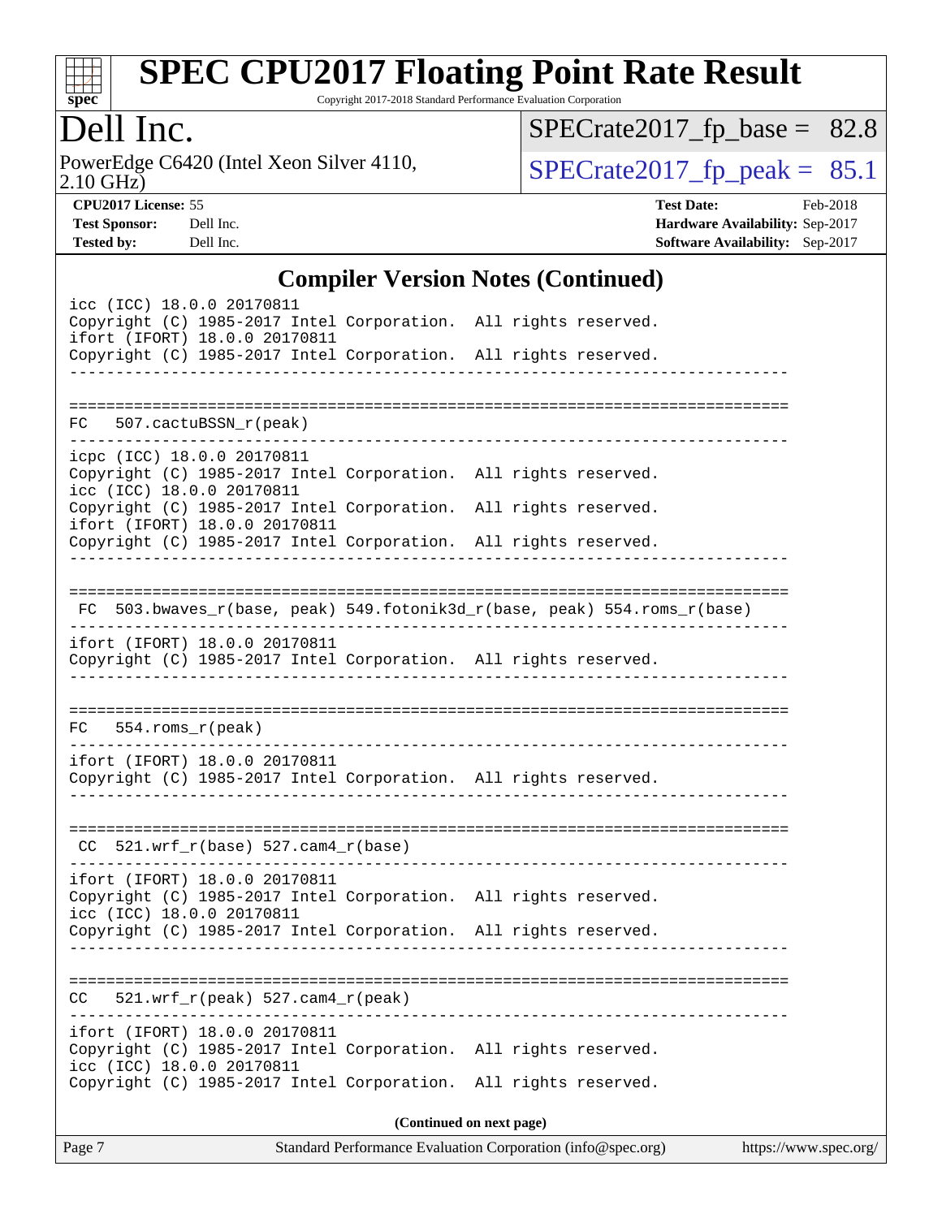## Compiler Version Notes (Continued)

```
icc (ICC) 18.0.0 20170811
Copyright (C) 1985-2017 Intel Corporation.  All rights reserved.
ifort (IFORT) 18.0.0 20170811
Copyright (C) 1985-2017 Intel Corporation.  All rights reserved.
------------------------------------------------------------------------------

==============================================================================
FC   507.cactuBSSN_r(peak)
------------------------------------------------------------------------------
icpc (ICC) 18.0.0 20170811
Copyright (C) 1985-2017 Intel Corporation.  All rights reserved.
icc (ICC) 18.0.0 20170811
Copyright (C) 1985-2017 Intel Corporation.  All rights reserved.
ifort (IFORT) 18.0.0 20170811
Copyright (C) 1985-2017 Intel Corporation.  All rights reserved.
------------------------------------------------------------------------------

==============================================================================
 FC  503.bwaves_r(base, peak) 549.fotonik3d_r(base, peak) 554.roms_r(base)
------------------------------------------------------------------------------
ifort (IFORT) 18.0.0 20170811
Copyright (C) 1985-2017 Intel Corporation.  All rights reserved.
------------------------------------------------------------------------------

==============================================================================
FC   554.roms_r(peak)
------------------------------------------------------------------------------
ifort (IFORT) 18.0.0 20170811
Copyright (C) 1985-2017 Intel Corporation.  All rights reserved.
------------------------------------------------------------------------------

==============================================================================
 CC  521.wrf_r(base) 527.cam4_r(base)
------------------------------------------------------------------------------
ifort (IFORT) 18.0.0 20170811
Copyright (C) 1985-2017 Intel Corporation.  All rights reserved.
icc (ICC) 18.0.0 20170811
Copyright (C) 1985-2017 Intel Corporation.  All rights reserved.
------------------------------------------------------------------------------

==============================================================================
CC   521.wrf_r(peak) 527.cam4_r(peak)
------------------------------------------------------------------------------
ifort (IFORT) 18.0.0 20170811
Copyright (C) 1985-2017 Intel Corporation.  All rights reserved.
icc (ICC) 18.0.0 20170811
Copyright (C) 1985-2017 Intel Corporation.  All rights reserved.
```

**(Continued on next page)**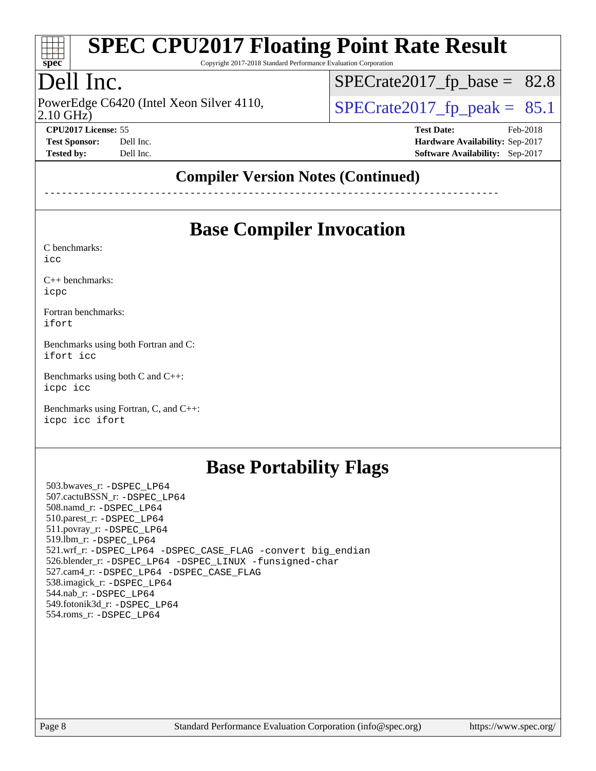## Compiler Version Notes (Continued)

------------------------------------------------------------------------------

## Base Compiler Invocation

C benchmarks:
icc

C++ benchmarks:
icpc

Fortran benchmarks:
ifort

Benchmarks using both Fortran and C:
ifort icc

Benchmarks using both C and C++:
icpc icc

Benchmarks using Fortran, C, and C++:
icpc icc ifort

## Base Portability Flags

503.bwaves_r: -DSPEC_LP64
507.cactuBSSN_r: -DSPEC_LP64
508.namd_r: -DSPEC_LP64
510.parest_r: -DSPEC_LP64
511.povray_r: -DSPEC_LP64
519.lbm_r: -DSPEC_LP64
521.wrf_r: -DSPEC_LP64 -DSPEC_CASE_FLAG -convert big_endian
526.blender_r: -DSPEC_LP64 -DSPEC_LINUX -funsigned-char
527.cam4_r: -DSPEC_LP64 -DSPEC_CASE_FLAG
538.imagick_r: -DSPEC_LP64
544.nab_r: -DSPEC_LP64
549.fotonik3d_r: -DSPEC_LP64
554.roms_r: -DSPEC_LP64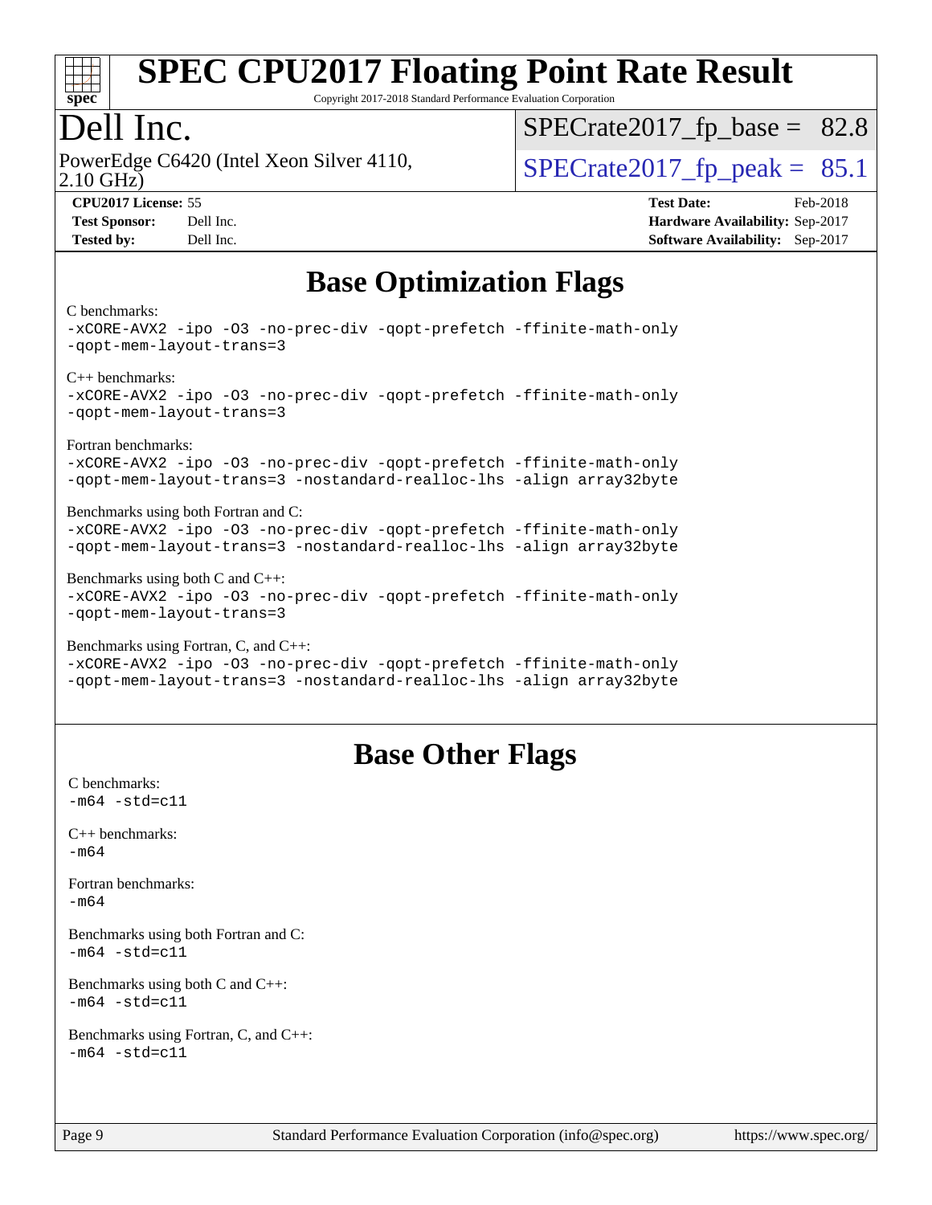# SPEC CPU2017 Floating Point Rate Result

Copyright 2017-2018 Standard Performance Evaluation Corporation

## Dell Inc.

PowerEdge C6420 (Intel Xeon Silver 4110, 2.10 GHz)

SPECrate2017_fp_base = 82.8

SPECrate2017_fp_peak = 85.1

**CPU2017 License:** 55
**Test Sponsor:** Dell Inc.
**Tested by:** Dell Inc.

**Test Date:** Feb-2018
**Hardware Availability:** Sep-2017
**Software Availability:** Sep-2017

## Base Optimization Flags

C benchmarks:
```
-xCORE-AVX2 -ipo -O3 -no-prec-div -qopt-prefetch -ffinite-math-only
-qopt-mem-layout-trans=3
```

C++ benchmarks:
```
-xCORE-AVX2 -ipo -O3 -no-prec-div -qopt-prefetch -ffinite-math-only
-qopt-mem-layout-trans=3
```

Fortran benchmarks:
```
-xCORE-AVX2 -ipo -O3 -no-prec-div -qopt-prefetch -ffinite-math-only
-qopt-mem-layout-trans=3 -nostandard-realloc-lhs -align array32byte
```

Benchmarks using both Fortran and C:
```
-xCORE-AVX2 -ipo -O3 -no-prec-div -qopt-prefetch -ffinite-math-only
-qopt-mem-layout-trans=3 -nostandard-realloc-lhs -align array32byte
```

Benchmarks using both C and C++:
```
-xCORE-AVX2 -ipo -O3 -no-prec-div -qopt-prefetch -ffinite-math-only
-qopt-mem-layout-trans=3
```

Benchmarks using Fortran, C, and C++:
```
-xCORE-AVX2 -ipo -O3 -no-prec-div -qopt-prefetch -ffinite-math-only
-qopt-mem-layout-trans=3 -nostandard-realloc-lhs -align array32byte
```

## Base Other Flags

C benchmarks:
```
-m64 -std=c11
```

C++ benchmarks:
```
-m64
```

Fortran benchmarks:
```
-m64
```

Benchmarks using both Fortran and C:
```
-m64 -std=c11
```

Benchmarks using both C and C++:
```
-m64 -std=c11
```

Benchmarks using Fortran, C, and C++:
```
-m64 -std=c11
```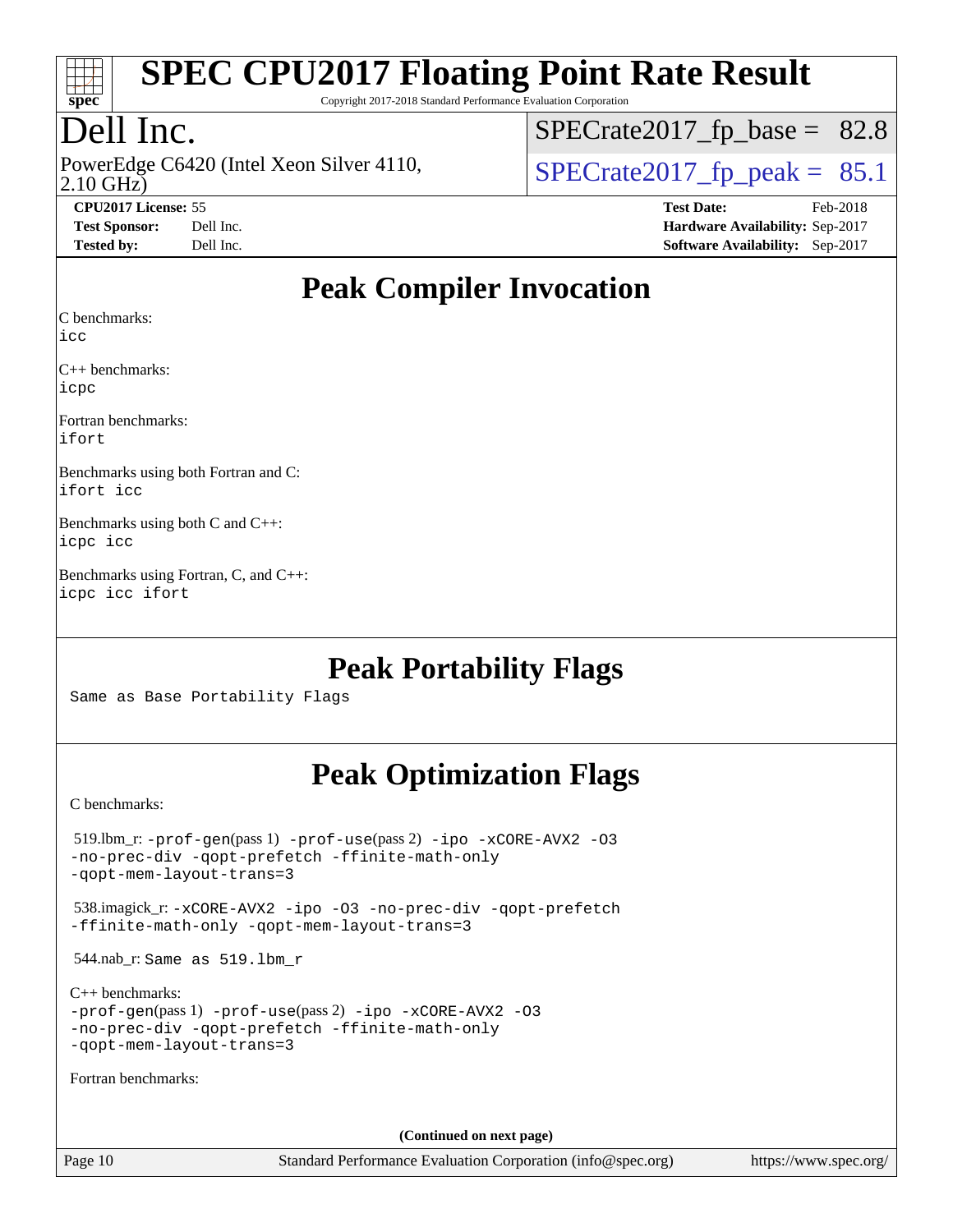# Peak Compiler Invocation

C benchmarks:
icc

C++ benchmarks:
icpc

Fortran benchmarks:
ifort

Benchmarks using both Fortran and C:
ifort icc

Benchmarks using both C and C++:
icpc icc

Benchmarks using Fortran, C, and C++:
icpc icc ifort

# Peak Portability Flags

Same as Base Portability Flags

# Peak Optimization Flags

C benchmarks:

519.lbm_r: -prof-gen(pass 1) -prof-use(pass 2) -ipo -xCORE-AVX2 -O3 -no-prec-div -qopt-prefetch -ffinite-math-only -qopt-mem-layout-trans=3

538.imagick_r: -xCORE-AVX2 -ipo -O3 -no-prec-div -qopt-prefetch -ffinite-math-only -qopt-mem-layout-trans=3

544.nab_r: Same as 519.lbm_r

C++ benchmarks:
-prof-gen(pass 1) -prof-use(pass 2) -ipo -xCORE-AVX2 -O3 -no-prec-div -qopt-prefetch -ffinite-math-only -qopt-mem-layout-trans=3

Fortran benchmarks:

(Continued on next page)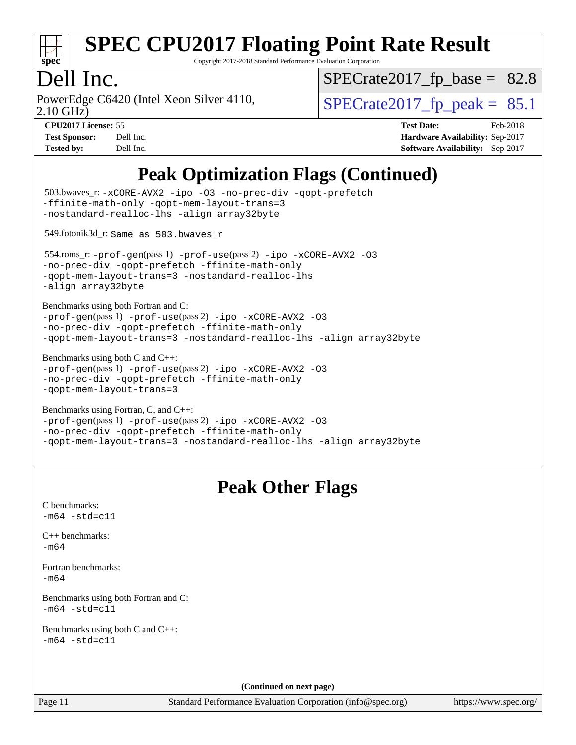# Peak Optimization Flags (Continued)

503.bwaves_r: -xCORE-AVX2 -ipo -O3 -no-prec-div -qopt-prefetch -ffinite-math-only -qopt-mem-layout-trans=3 -nostandard-realloc-lhs -align array32byte

549.fotonik3d_r: Same as 503.bwaves_r

554.roms_r: -prof-gen(pass 1) -prof-use(pass 2) -ipo -xCORE-AVX2 -O3 -no-prec-div -qopt-prefetch -ffinite-math-only -qopt-mem-layout-trans=3 -nostandard-realloc-lhs -align array32byte

Benchmarks using both Fortran and C:
-prof-gen(pass 1) -prof-use(pass 2) -ipo -xCORE-AVX2 -O3 -no-prec-div -qopt-prefetch -ffinite-math-only -qopt-mem-layout-trans=3 -nostandard-realloc-lhs -align array32byte

Benchmarks using both C and C++:
-prof-gen(pass 1) -prof-use(pass 2) -ipo -xCORE-AVX2 -O3 -no-prec-div -qopt-prefetch -ffinite-math-only -qopt-mem-layout-trans=3

Benchmarks using Fortran, C, and C++:
-prof-gen(pass 1) -prof-use(pass 2) -ipo -xCORE-AVX2 -O3 -no-prec-div -qopt-prefetch -ffinite-math-only -qopt-mem-layout-trans=3 -nostandard-realloc-lhs -align array32byte

# Peak Other Flags

C benchmarks:
-m64 -std=c11

C++ benchmarks:
-m64

Fortran benchmarks:
-m64

Benchmarks using both Fortran and C:
-m64 -std=c11

Benchmarks using both C and C++:
-m64 -std=c11

(Continued on next page)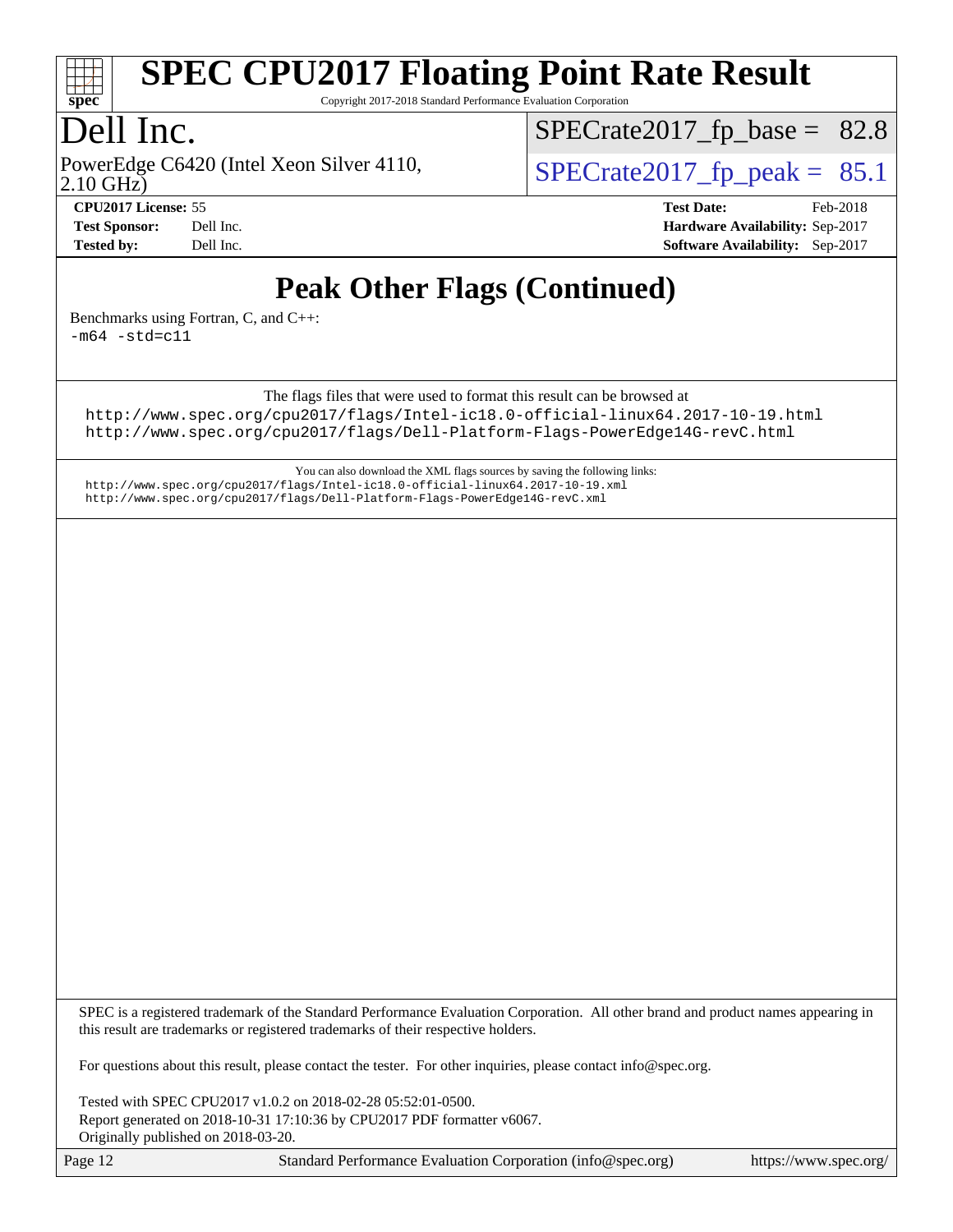## Peak Other Flags (Continued)

Benchmarks using Fortran, C, and C++:
`-m64 -std=c11`

The flags files that were used to format this result can be browsed at
http://www.spec.org/cpu2017/flags/Intel-ic18.0-official-linux64.2017-10-19.html
http://www.spec.org/cpu2017/flags/Dell-Platform-Flags-PowerEdge14G-revC.html

You can also download the XML flags sources by saving the following links:
http://www.spec.org/cpu2017/flags/Intel-ic18.0-official-linux64.2017-10-19.xml
http://www.spec.org/cpu2017/flags/Dell-Platform-Flags-PowerEdge14G-revC.xml

SPEC is a registered trademark of the Standard Performance Evaluation Corporation. All other brand and product names appearing in this result are trademarks or registered trademarks of their respective holders.

For questions about this result, please contact the tester. For other inquiries, please contact info@spec.org.

Tested with SPEC CPU2017 v1.0.2 on 2018-02-28 05:52:01-0500.
Report generated on 2018-10-31 17:10:36 by CPU2017 PDF formatter v6067.
Originally published on 2018-03-20.